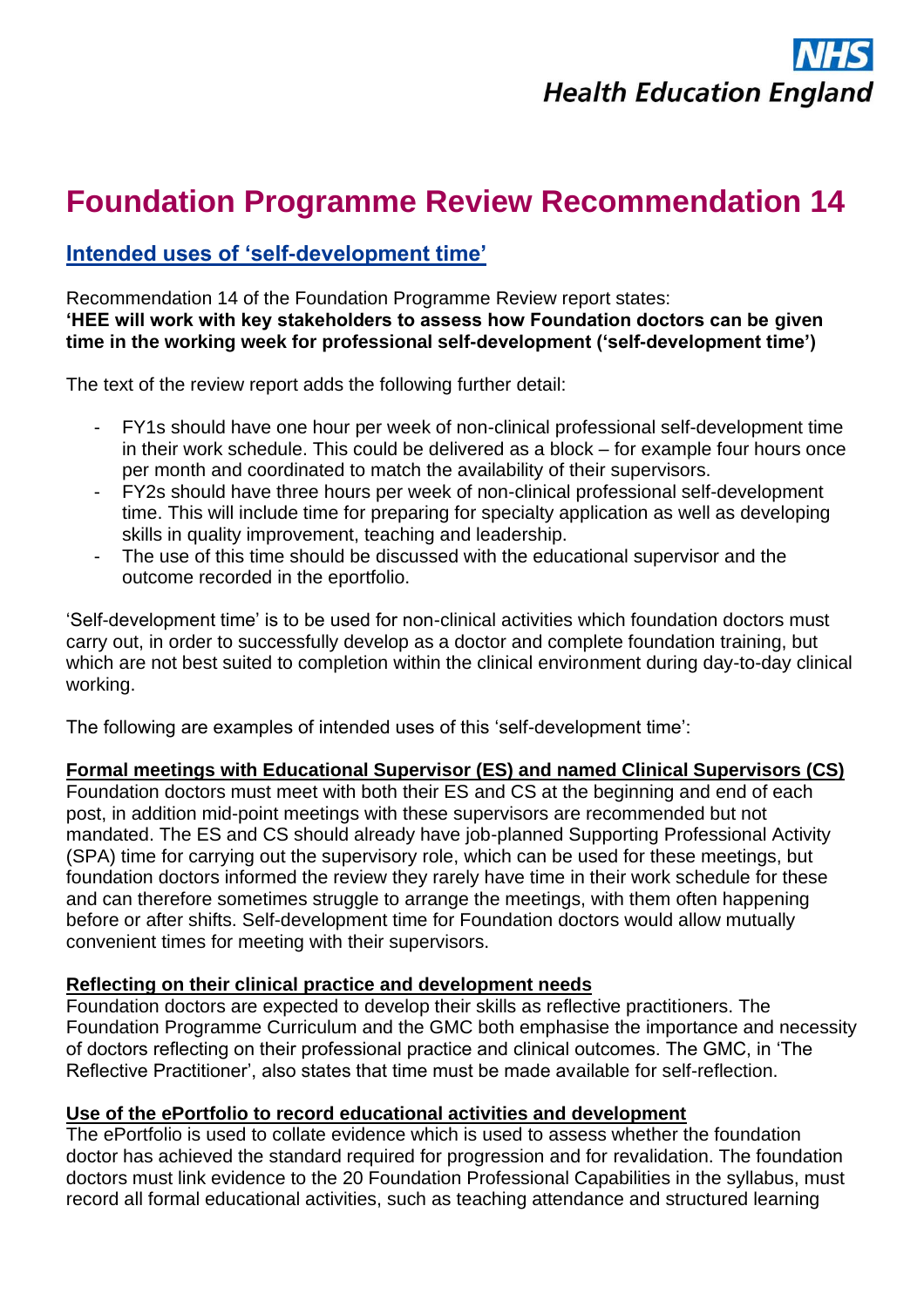**NHS Health Education England**

# Foundation Programme Review Recommendation 14

## Intended uses of 'self-development time'

Recommendation 14 of the Foundation Programme Review report states:
**'HEE will work with key stakeholders to assess how Foundation doctors can be given time in the working week for professional self-development ('self-development time')**

The text of the review report adds the following further detail:

- FY1s should have one hour per week of non-clinical professional self-development time in their work schedule. This could be delivered as a block – for example four hours once per month and coordinated to match the availability of their supervisors.
- FY2s should have three hours per week of non-clinical professional self-development time. This will include time for preparing for specialty application as well as developing skills in quality improvement, teaching and leadership.
- The use of this time should be discussed with the educational supervisor and the outcome recorded in the eportfolio.

'Self-development time' is to be used for non-clinical activities which foundation doctors must carry out, in order to successfully develop as a doctor and complete foundation training, but which are not best suited to completion within the clinical environment during day-to-day clinical working.

The following are examples of intended uses of this 'self-development time':

**Formal meetings with Educational Supervisor (ES) and named Clinical Supervisors (CS)**
Foundation doctors must meet with both their ES and CS at the beginning and end of each post, in addition mid-point meetings with these supervisors are recommended but not mandated. The ES and CS should already have job-planned Supporting Professional Activity (SPA) time for carrying out the supervisory role, which can be used for these meetings, but foundation doctors informed the review they rarely have time in their work schedule for these and can therefore sometimes struggle to arrange the meetings, with them often happening before or after shifts. Self-development time for Foundation doctors would allow mutually convenient times for meeting with their supervisors.

**Reflecting on their clinical practice and development needs**
Foundation doctors are expected to develop their skills as reflective practitioners. The Foundation Programme Curriculum and the GMC both emphasise the importance and necessity of doctors reflecting on their professional practice and clinical outcomes. The GMC, in 'The Reflective Practitioner', also states that time must be made available for self-reflection.

**Use of the ePortfolio to record educational activities and development**
The ePortfolio is used to collate evidence which is used to assess whether the foundation doctor has achieved the standard required for progression and for revalidation. The foundation doctors must link evidence to the 20 Foundation Professional Capabilities in the syllabus, must record all formal educational activities, such as teaching attendance and structured learning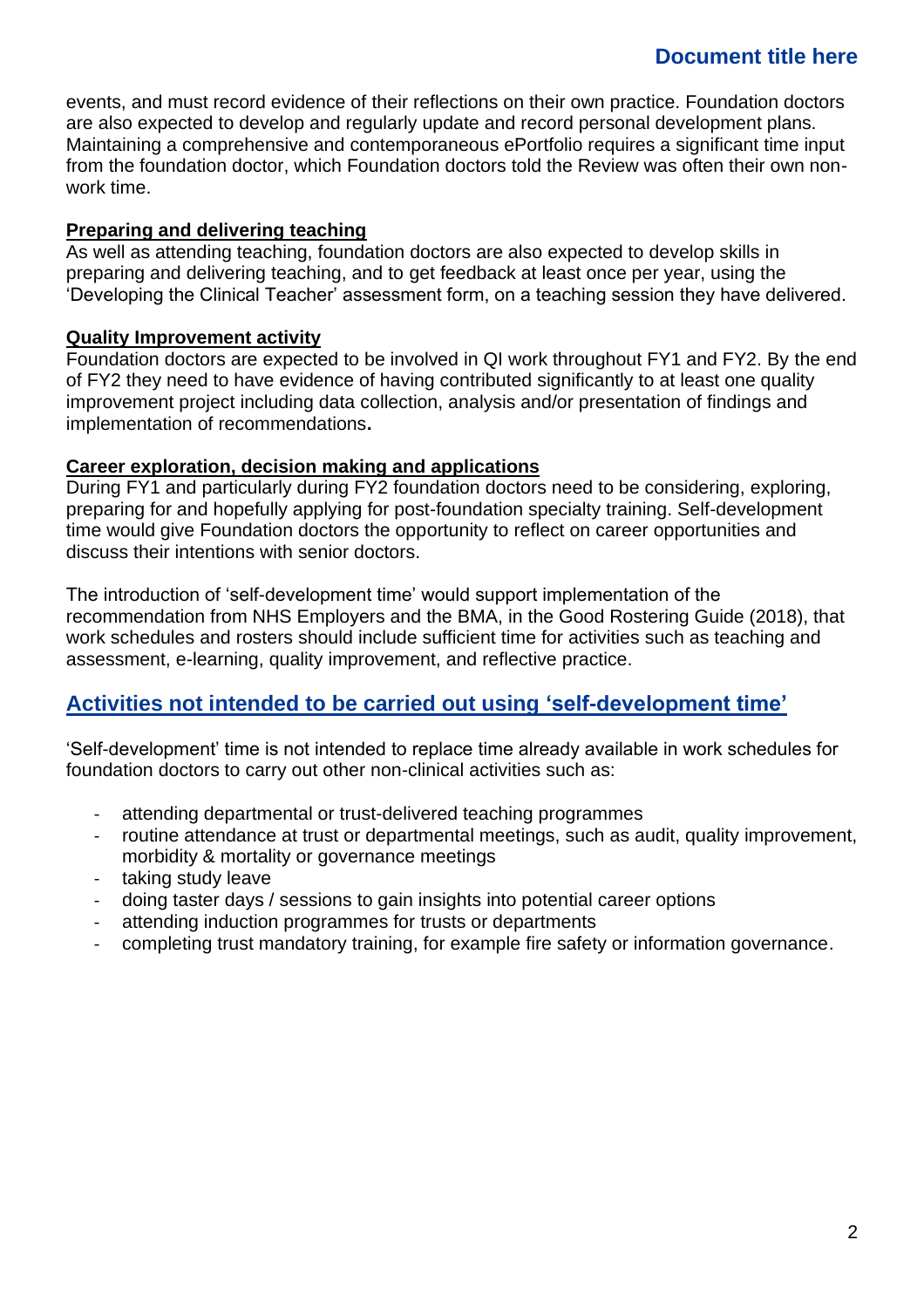events, and must record evidence of their reflections on their own practice. Foundation doctors are also expected to develop and regularly update and record personal development plans. Maintaining a comprehensive and contemporaneous ePortfolio requires a significant time input from the foundation doctor, which Foundation doctors told the Review was often their own non-work time.

**Preparing and delivering teaching**

As well as attending teaching, foundation doctors are also expected to develop skills in preparing and delivering teaching, and to get feedback at least once per year, using the 'Developing the Clinical Teacher' assessment form, on a teaching session they have delivered.

**Quality Improvement activity**

Foundation doctors are expected to be involved in QI work throughout FY1 and FY2. By the end of FY2 they need to have evidence of having contributed significantly to at least one quality improvement project including data collection, analysis and/or presentation of findings and implementation of recommendations.

**Career exploration, decision making and applications**

During FY1 and particularly during FY2 foundation doctors need to be considering, exploring, preparing for and hopefully applying for post-foundation specialty training. Self-development time would give Foundation doctors the opportunity to reflect on career opportunities and discuss their intentions with senior doctors.

The introduction of 'self-development time' would support implementation of the recommendation from NHS Employers and the BMA, in the Good Rostering Guide (2018), that work schedules and rosters should include sufficient time for activities such as teaching and assessment, e-learning, quality improvement, and reflective practice.

## Activities not intended to be carried out using 'self-development time'

'Self-development' time is not intended to replace time already available in work schedules for foundation doctors to carry out other non-clinical activities such as:

- attending departmental or trust-delivered teaching programmes
- routine attendance at trust or departmental meetings, such as audit, quality improvement, morbidity & mortality or governance meetings
- taking study leave
- doing taster days / sessions to gain insights into potential career options
- attending induction programmes for trusts or departments
- completing trust mandatory training, for example fire safety or information governance.